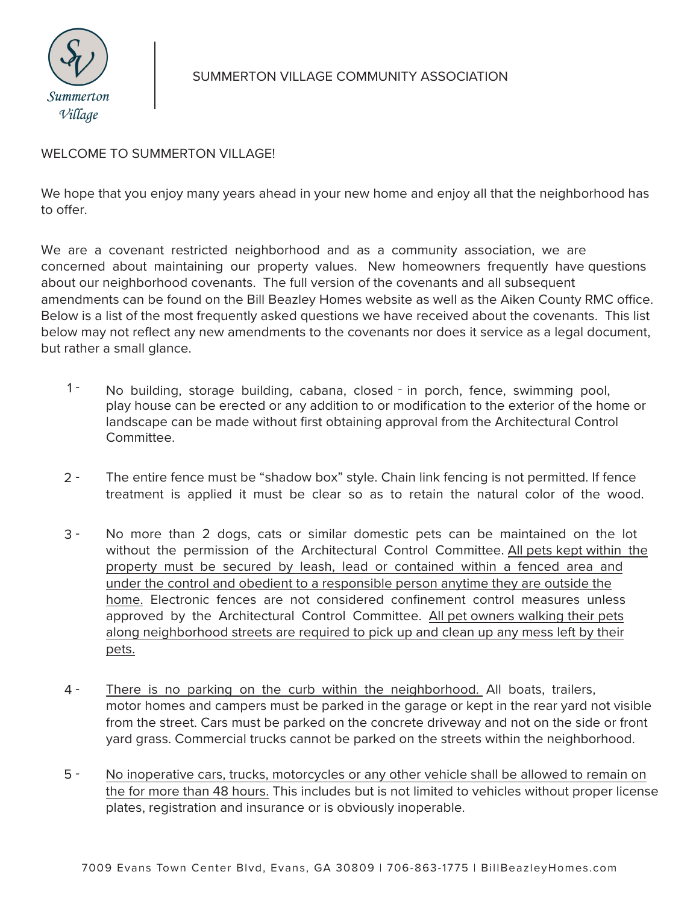SUMMERTON VILLAGE COMMUNITY ASSOCIATION

WELCOME TO SUMMERTON VILLAGE!

We hope that you enjoy many years ahead in your new home and enjoy all that the neighborhood has to offer.

We are a covenant restricted neighborhood and as a community association, we are concerned about maintaining our property values. New homeowners frequently have questions about our neighborhood covenants. The full version of the covenants and all subsequent amendments can be found on the Bill Beazley Homes website as well as the Aiken County RMC office. Below is a list of the most frequently asked questions we have received about the covenants. This list below may not reflect any new amendments to the covenants nor does it service as a legal document, but rather a small glance.

1 - No building, storage building, cabana, closed - in porch, fence, swimming pool, play house can be erected or any addition to or modification to the exterior of the home or landscape can be made without first obtaining approval from the Architectural Control Committee.

2 - The entire fence must be "shadow box" style. Chain link fencing is not permitted. If fence treatment is applied it must be clear so as to retain the natural color of the wood.

3 - No more than 2 dogs, cats or similar domestic pets can be maintained on the lot without the permission of the Architectural Control Committee. <u>All pets kept within the property must be secured by leash, lead or contained within a fenced area and under the control and obedient to a responsible person anytime they are outside the home.</u> Electronic fences are not considered confinement control measures unless approved by the Architectural Control Committee. <u>All pet owners walking their pets along neighborhood streets are required to pick up and clean up any mess left by their pets.</u>

4 - <u>There is no parking on the curb within the neighborhood.</u> All boats, trailers, motor homes and campers must be parked in the garage or kept in the rear yard not visible from the street. Cars must be parked on the concrete driveway and not on the side or front yard grass. Commercial trucks cannot be parked on the streets within the neighborhood.

5 - <u>No inoperative cars, trucks, motorcycles or any other vehicle shall be allowed to remain on the for more than 48 hours.</u> This includes but is not limited to vehicles without proper license plates, registration and insurance or is obviously inoperable.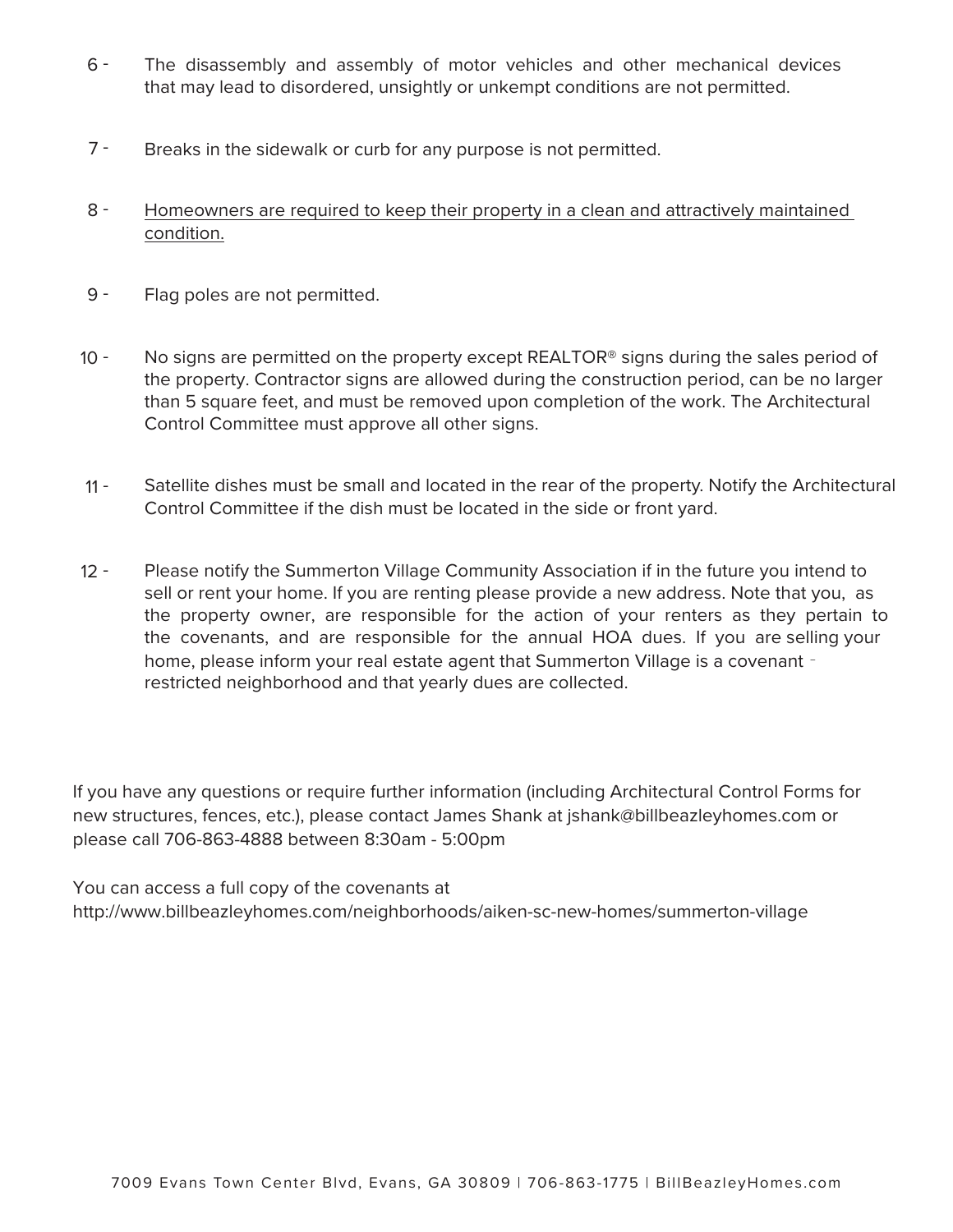6 - The disassembly and assembly of motor vehicles and other mechanical devices that may lead to disordered, unsightly or unkempt conditions are not permitted.

7 - Breaks in the sidewalk or curb for any purpose is not permitted.

8 - <u>Homeowners are required to keep their property in a clean and attractively maintained condition.</u>

9 - Flag poles are not permitted.

10 - No signs are permitted on the property except REALTOR® signs during the sales period of the property. Contractor signs are allowed during the construction period, can be no larger than 5 square feet, and must be removed upon completion of the work. The Architectural Control Committee must approve all other signs.

11 - Satellite dishes must be small and located in the rear of the property. Notify the Architectural Control Committee if the dish must be located in the side or front yard.

12 - Please notify the Summerton Village Community Association if in the future you intend to sell or rent your home. If you are renting please provide a new address. Note that you, as the property owner, are responsible for the action of your renters as they pertain to the covenants, and are responsible for the annual HOA dues. If you are selling your home, please inform your real estate agent that Summerton Village is a covenant - restricted neighborhood and that yearly dues are collected.

If you have any questions or require further information (including Architectural Control Forms for new structures, fences, etc.), please contact James Shank at jshank@billbeazleyhomes.com or please call 706-863-4888 between 8:30am - 5:00pm

You can access a full copy of the covenants at
http://www.billbeazleyhomes.com/neighborhoods/aiken-sc-new-homes/summerton-village

7009 Evans Town Center Blvd, Evans, GA 30809 | 706-863-1775 | BillBeazleyHomes.com